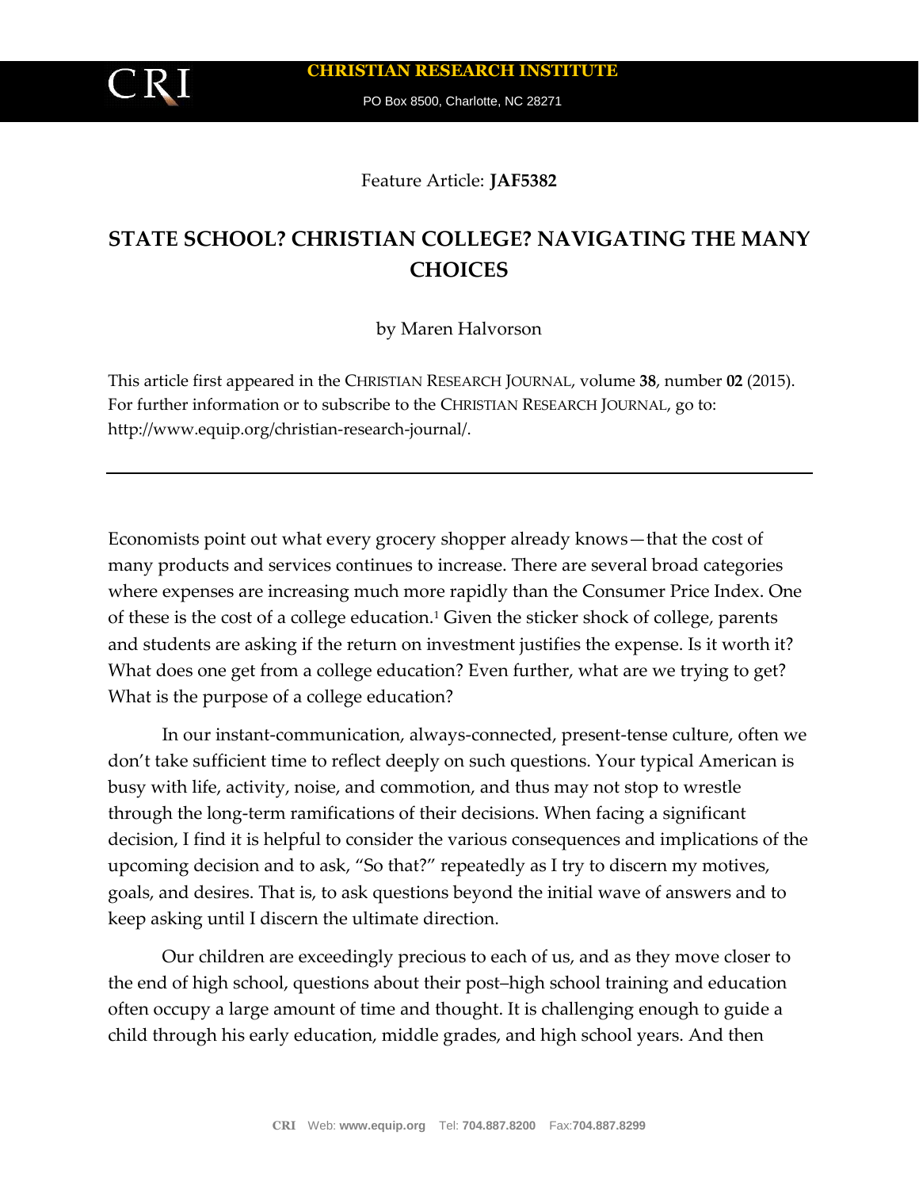CRI

**CHRISTIAN RESEARCH INSTITUTE**

PO Box 8500, Charlotte, NC 28271

Feature Article: **JAF5382**

# STATE SCHOOL? CHRISTIAN COLLEGE? NAVIGATING THE MANY CHOICES

by Maren Halvorson

This article first appeared in the CHRISTIAN RESEARCH JOURNAL, volume **38**, number **02** (2015). For further information or to subscribe to the CHRISTIAN RESEARCH JOURNAL, go to: http://www.equip.org/christian-research-journal/.

---

Economists point out what every grocery shopper already knows—that the cost of many products and services continues to increase. There are several broad categories where expenses are increasing much more rapidly than the Consumer Price Index. One of these is the cost of a college education.[1] Given the sticker shock of college, parents and students are asking if the return on investment justifies the expense. Is it worth it? What does one get from a college education? Even further, what are we trying to get? What is the purpose of a college education?

In our instant-communication, always-connected, present-tense culture, often we don't take sufficient time to reflect deeply on such questions. Your typical American is busy with life, activity, noise, and commotion, and thus may not stop to wrestle through the long-term ramifications of their decisions. When facing a significant decision, I find it is helpful to consider the various consequences and implications of the upcoming decision and to ask, "So that?" repeatedly as I try to discern my motives, goals, and desires. That is, to ask questions beyond the initial wave of answers and to keep asking until I discern the ultimate direction.

Our children are exceedingly precious to each of us, and as they move closer to the end of high school, questions about their post–high school training and education often occupy a large amount of time and thought. It is challenging enough to guide a child through his early education, middle grades, and high school years. And then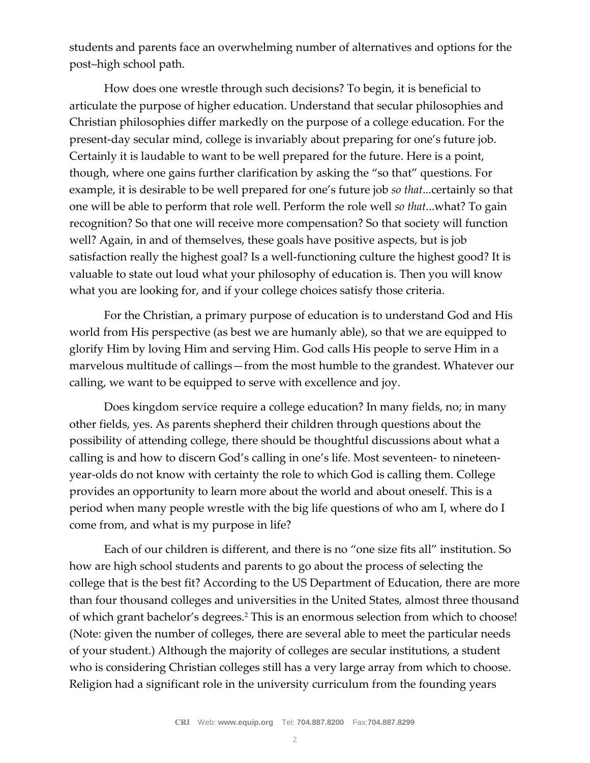students and parents face an overwhelming number of alternatives and options for the post–high school path.

How does one wrestle through such decisions? To begin, it is beneficial to articulate the purpose of higher education. Understand that secular philosophies and Christian philosophies differ markedly on the purpose of a college education. For the present-day secular mind, college is invariably about preparing for one's future job. Certainly it is laudable to want to be well prepared for the future. Here is a point, though, where one gains further clarification by asking the "so that" questions. For example, it is desirable to be well prepared for one's future job *so that*...certainly so that one will be able to perform that role well. Perform the role well *so that*...what? To gain recognition? So that one will receive more compensation? So that society will function well? Again, in and of themselves, these goals have positive aspects, but is job satisfaction really the highest goal? Is a well-functioning culture the highest good? It is valuable to state out loud what your philosophy of education is. Then you will know what you are looking for, and if your college choices satisfy those criteria.

For the Christian, a primary purpose of education is to understand God and His world from His perspective (as best we are humanly able), so that we are equipped to glorify Him by loving Him and serving Him. God calls His people to serve Him in a marvelous multitude of callings—from the most humble to the grandest. Whatever our calling, we want to be equipped to serve with excellence and joy.

Does kingdom service require a college education? In many fields, no; in many other fields, yes. As parents shepherd their children through questions about the possibility of attending college, there should be thoughtful discussions about what a calling is and how to discern God's calling in one's life. Most seventeen- to nineteen-year-olds do not know with certainty the role to which God is calling them. College provides an opportunity to learn more about the world and about oneself. This is a period when many people wrestle with the big life questions of who am I, where do I come from, and what is my purpose in life?

Each of our children is different, and there is no "one size fits all" institution. So how are high school students and parents to go about the process of selecting the college that is the best fit? According to the US Department of Education, there are more than four thousand colleges and universities in the United States, almost three thousand of which grant bachelor's degrees.[2] This is an enormous selection from which to choose! (Note: given the number of colleges, there are several able to meet the particular needs of your student.) Although the majority of colleges are secular institutions, a student who is considering Christian colleges still has a very large array from which to choose. Religion had a significant role in the university curriculum from the founding years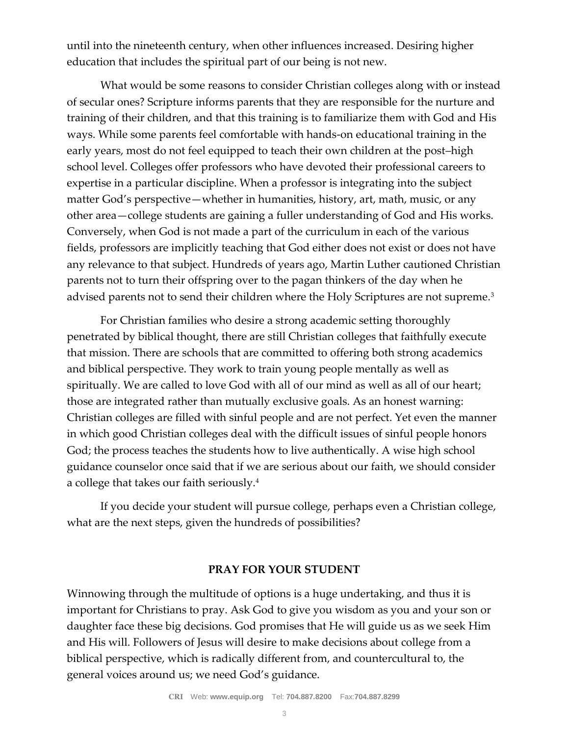until into the nineteenth century, when other influences increased. Desiring higher education that includes the spiritual part of our being is not new.

What would be some reasons to consider Christian colleges along with or instead of secular ones? Scripture informs parents that they are responsible for the nurture and training of their children, and that this training is to familiarize them with God and His ways. While some parents feel comfortable with hands-on educational training in the early years, most do not feel equipped to teach their own children at the post–high school level. Colleges offer professors who have devoted their professional careers to expertise in a particular discipline. When a professor is integrating into the subject matter God's perspective—whether in humanities, history, art, math, music, or any other area—college students are gaining a fuller understanding of God and His works. Conversely, when God is not made a part of the curriculum in each of the various fields, professors are implicitly teaching that God either does not exist or does not have any relevance to that subject. Hundreds of years ago, Martin Luther cautioned Christian parents not to turn their offspring over to the pagan thinkers of the day when he advised parents not to send their children where the Holy Scriptures are not supreme.[3]

For Christian families who desire a strong academic setting thoroughly penetrated by biblical thought, there are still Christian colleges that faithfully execute that mission. There are schools that are committed to offering both strong academics and biblical perspective. They work to train young people mentally as well as spiritually. We are called to love God with all of our mind as well as all of our heart; those are integrated rather than mutually exclusive goals. As an honest warning: Christian colleges are filled with sinful people and are not perfect. Yet even the manner in which good Christian colleges deal with the difficult issues of sinful people honors God; the process teaches the students how to live authentically. A wise high school guidance counselor once said that if we are serious about our faith, we should consider a college that takes our faith seriously.[4]

If you decide your student will pursue college, perhaps even a Christian college, what are the next steps, given the hundreds of possibilities?

## PRAY FOR YOUR STUDENT

Winnowing through the multitude of options is a huge undertaking, and thus it is important for Christians to pray. Ask God to give you wisdom as you and your son or daughter face these big decisions. God promises that He will guide us as we seek Him and His will. Followers of Jesus will desire to make decisions about college from a biblical perspective, which is radically different from, and countercultural to, the general voices around us; we need God's guidance.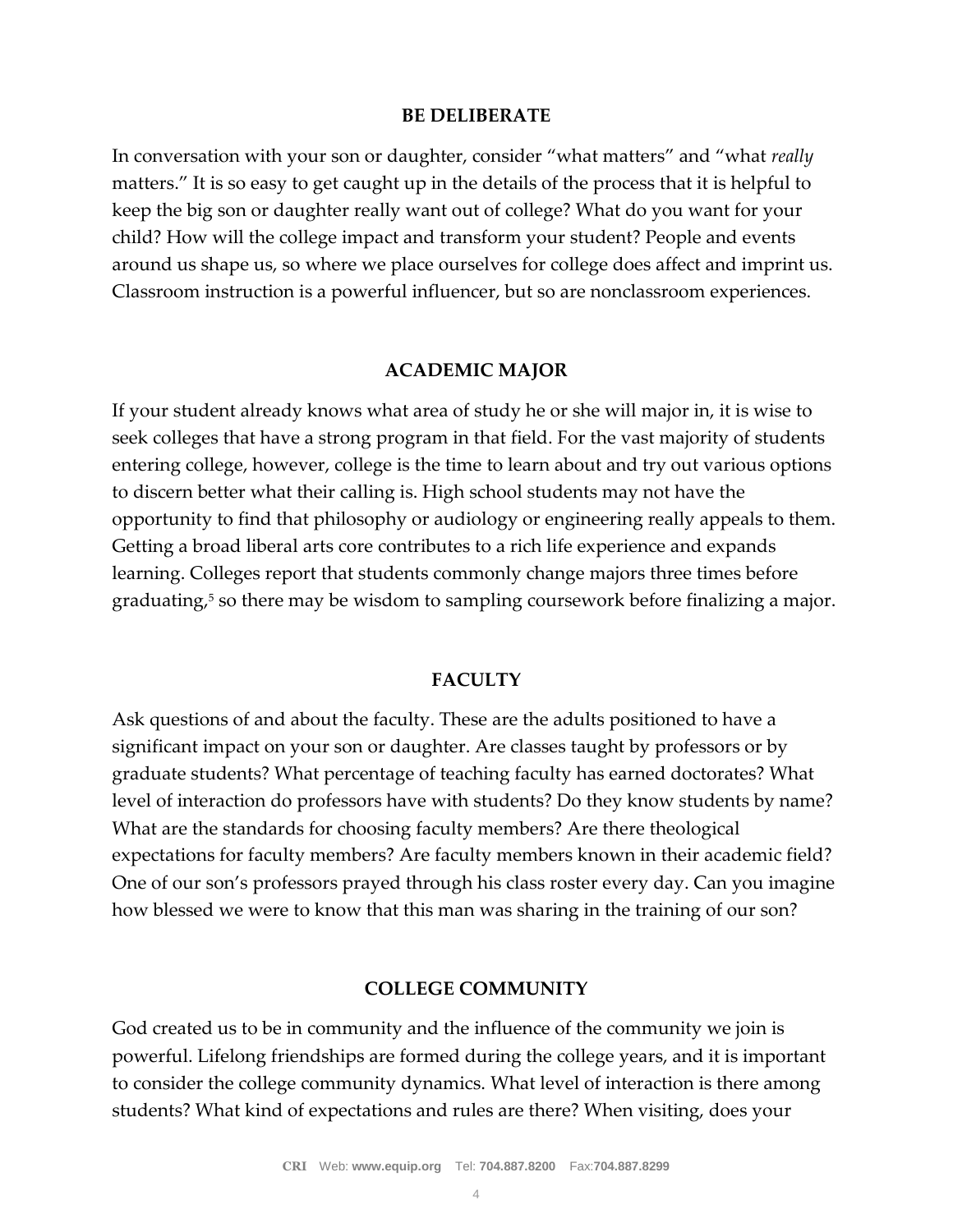## BE DELIBERATE

In conversation with your son or daughter, consider "what matters" and "what *really* matters." It is so easy to get caught up in the details of the process that it is helpful to keep the big son or daughter really want out of college? What do you want for your child? How will the college impact and transform your student? People and events around us shape us, so where we place ourselves for college does affect and imprint us. Classroom instruction is a powerful influencer, but so are nonclassroom experiences.

## ACADEMIC MAJOR

If your student already knows what area of study he or she will major in, it is wise to seek colleges that have a strong program in that field. For the vast majority of students entering college, however, college is the time to learn about and try out various options to discern better what their calling is. High school students may not have the opportunity to find that philosophy or audiology or engineering really appeals to them. Getting a broad liberal arts core contributes to a rich life experience and expands learning. Colleges report that students commonly change majors three times before graduating,[5] so there may be wisdom to sampling coursework before finalizing a major.

## FACULTY

Ask questions of and about the faculty. These are the adults positioned to have a significant impact on your son or daughter. Are classes taught by professors or by graduate students? What percentage of teaching faculty has earned doctorates? What level of interaction do professors have with students? Do they know students by name? What are the standards for choosing faculty members? Are there theological expectations for faculty members? Are faculty members known in their academic field? One of our son's professors prayed through his class roster every day. Can you imagine how blessed we were to know that this man was sharing in the training of our son?

## COLLEGE COMMUNITY

God created us to be in community and the influence of the community we join is powerful. Lifelong friendships are formed during the college years, and it is important to consider the college community dynamics. What level of interaction is there among students? What kind of expectations and rules are there? When visiting, does your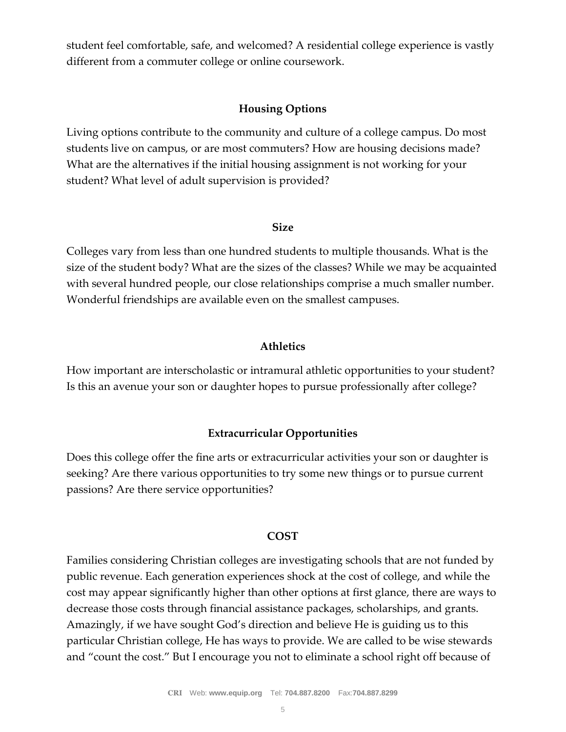student feel comfortable, safe, and welcomed? A residential college experience is vastly different from a commuter college or online coursework.

### Housing Options

Living options contribute to the community and culture of a college campus. Do most students live on campus, or are most commuters? How are housing decisions made? What are the alternatives if the initial housing assignment is not working for your student? What level of adult supervision is provided?

### Size

Colleges vary from less than one hundred students to multiple thousands. What is the size of the student body? What are the sizes of the classes? While we may be acquainted with several hundred people, our close relationships comprise a much smaller number. Wonderful friendships are available even on the smallest campuses.

### Athletics

How important are interscholastic or intramural athletic opportunities to your student? Is this an avenue your son or daughter hopes to pursue professionally after college?

### Extracurricular Opportunities

Does this college offer the fine arts or extracurricular activities your son or daughter is seeking? Are there various opportunities to try some new things or to pursue current passions? Are there service opportunities?

### COST

Families considering Christian colleges are investigating schools that are not funded by public revenue. Each generation experiences shock at the cost of college, and while the cost may appear significantly higher than other options at first glance, there are ways to decrease those costs through financial assistance packages, scholarships, and grants. Amazingly, if we have sought God's direction and believe He is guiding us to this particular Christian college, He has ways to provide. We are called to be wise stewards and "count the cost." But I encourage you not to eliminate a school right off because of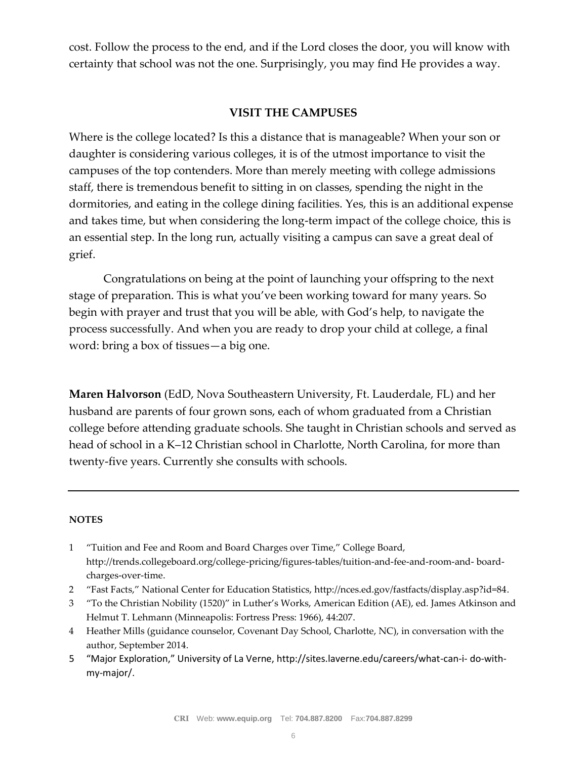cost. Follow the process to the end, and if the Lord closes the door, you will know with certainty that school was not the one. Surprisingly, you may find He provides a way.

### VISIT THE CAMPUSES

Where is the college located? Is this a distance that is manageable? When your son or daughter is considering various colleges, it is of the utmost importance to visit the campuses of the top contenders. More than merely meeting with college admissions staff, there is tremendous benefit to sitting in on classes, spending the night in the dormitories, and eating in the college dining facilities. Yes, this is an additional expense and takes time, but when considering the long-term impact of the college choice, this is an essential step. In the long run, actually visiting a campus can save a great deal of grief.

Congratulations on being at the point of launching your offspring to the next stage of preparation. This is what you've been working toward for many years. So begin with prayer and trust that you will be able, with God's help, to navigate the process successfully. And when you are ready to drop your child at college, a final word: bring a box of tissues—a big one.

**Maren Halvorson** (EdD, Nova Southeastern University, Ft. Lauderdale, FL) and her husband are parents of four grown sons, each of whom graduated from a Christian college before attending graduate schools. She taught in Christian schools and served as head of school in a K–12 Christian school in Charlotte, North Carolina, for more than twenty-five years. Currently she consults with schools.

---

**NOTES**

1. "Tuition and Fee and Room and Board Charges over Time," College Board, http://trends.collegeboard.org/college-pricing/figures-tables/tuition-and-fee-and-room-and- board-charges-over-time.
2. "Fast Facts," National Center for Education Statistics, http://nces.ed.gov/fastfacts/display.asp?id=84.
3. "To the Christian Nobility (1520)" in Luther's Works, American Edition (AE), ed. James Atkinson and Helmut T. Lehmann (Minneapolis: Fortress Press: 1966), 44:207.
4. Heather Mills (guidance counselor, Covenant Day School, Charlotte, NC), in conversation with the author, September 2014.
5. "Major Exploration," University of La Verne, http://sites.laverne.edu/careers/what-can-i- do-with-my-major/.